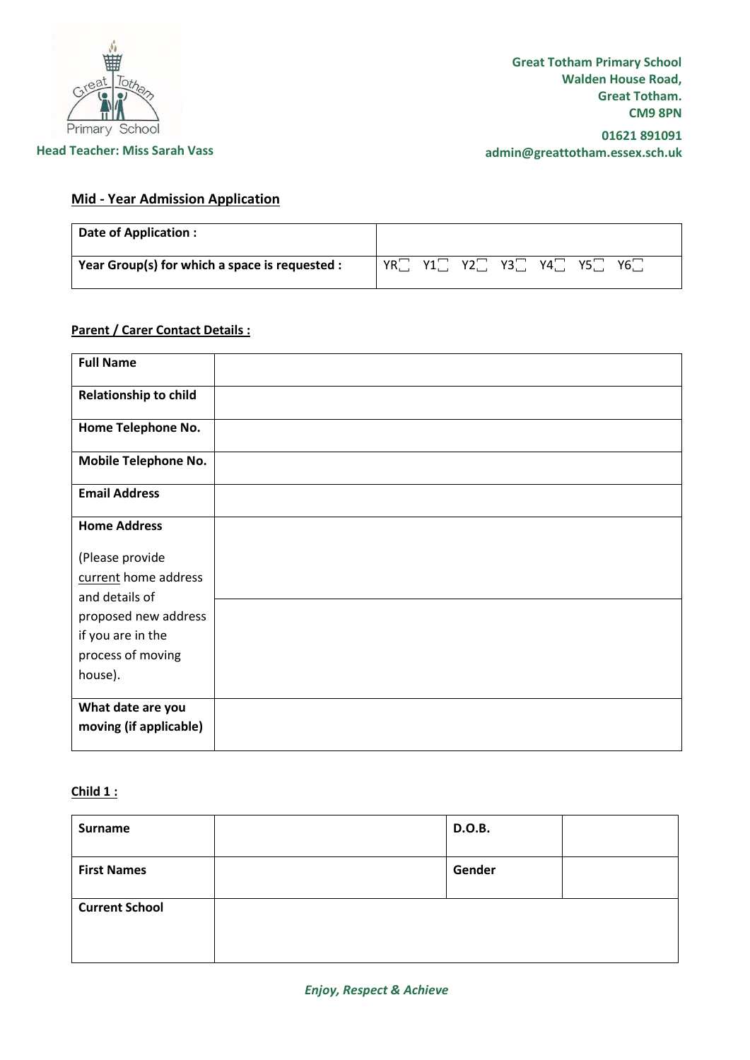Great Totham Primary School
Walden House Road,
Great Totham.
CM9 8PN

01621 891091
admin@greattotham.essex.sch.uk

Head Teacher: Miss Sarah Vass

## Mid - Year Admission Application

| Date of Application : | |
|---|---|
| Year Group(s) for which a space is requested : | YR☐ Y1☐ Y2☐ Y3☐ Y4☐ Y5☐ Y6☐ |

### Parent / Carer Contact Details :

| Full Name | |
|---|---|
| Relationship to child | |
| Home Telephone No. | |
| Mobile Telephone No. | |
| Email Address | |
| Home Address<br><br>(Please provide current home address and details of proposed new address if you are in the process of moving house). | |
| | |
| What date are you moving (if applicable) | |

### Child 1 :

| Surname | | D.O.B. | |
|---|---|---|---|
| First Names | | Gender | |
| Current School | | | |

*Enjoy, Respect & Achieve*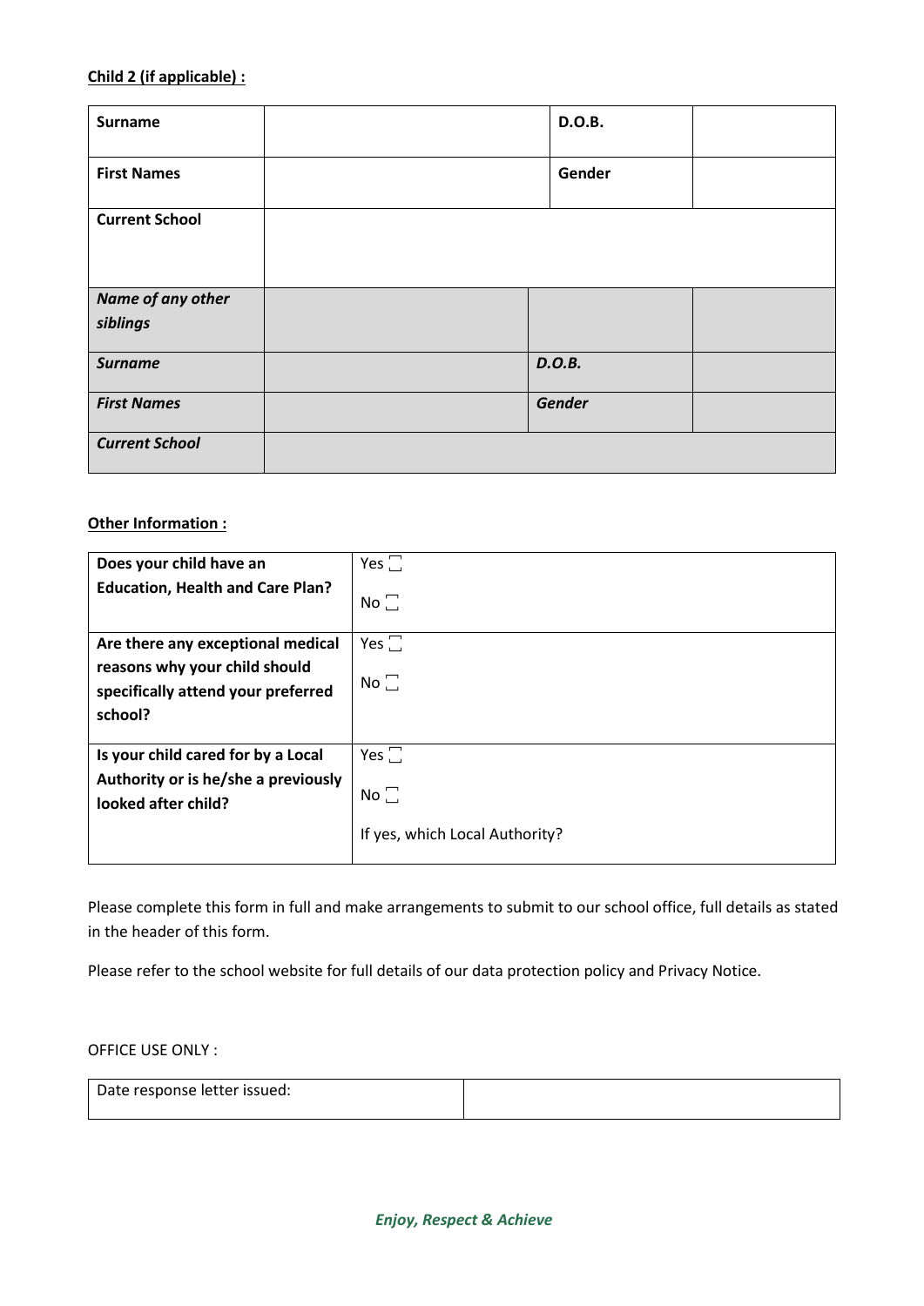**Child 2 (if applicable) :**

| | | | |
|---|---|---|---|
| **Surname** | | **D.O.B.** | |
| **First Names** | | **Gender** | |
| **Current School** | | | |
| ***Name of any other siblings*** | | | |
| ***Surname*** | | ***D.O.B.*** | |
| ***First Names*** | | ***Gender*** | |
| ***Current School*** | | | |

**Other Information :**

| | |
|---|---|
| **Does your child have an Education, Health and Care Plan?** | Yes ☐<br>No ☐ |
| **Are there any exceptional medical reasons why your child should specifically attend your preferred school?** | Yes ☐<br>No ☐ |
| **Is your child cared for by a Local Authority or is he/she a previously looked after child?** | Yes ☐<br>No ☐<br>If yes, which Local Authority? |

Please complete this form in full and make arrangements to submit to our school office, full details as stated in the header of this form.

Please refer to the school website for full details of our data protection policy and Privacy Notice.

OFFICE USE ONLY :

| | |
|---|---|
| Date response letter issued: | |

***Enjoy, Respect & Achieve***